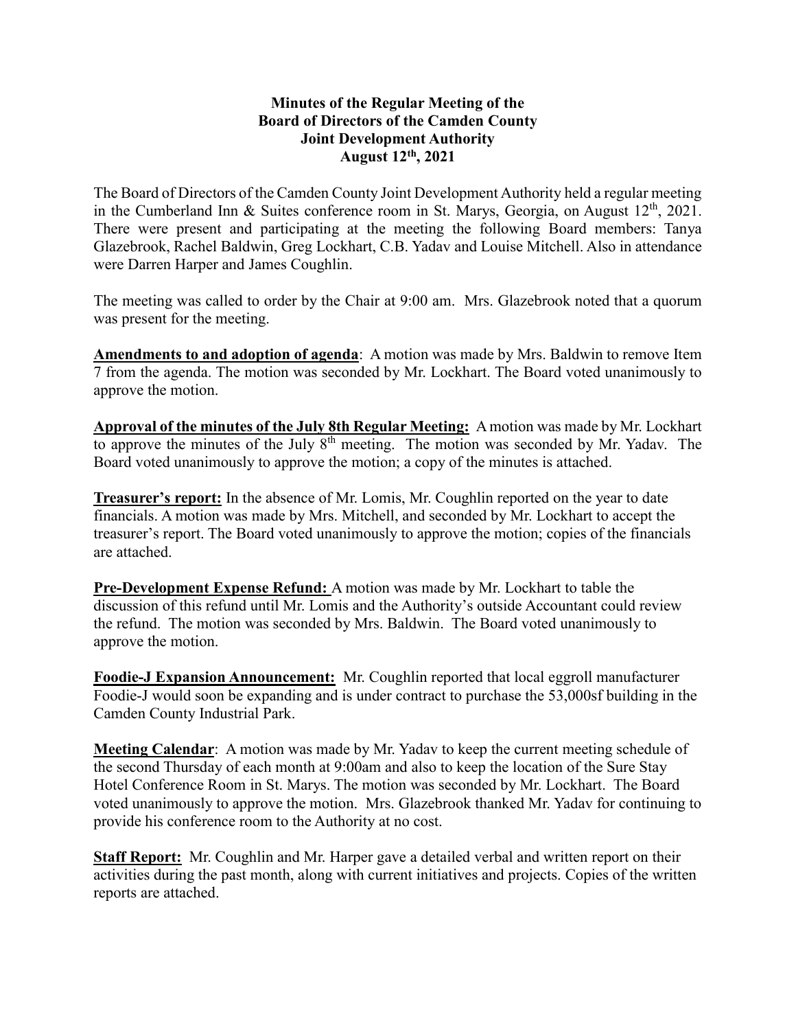**Minutes of the Regular Meeting of the**
**Board of Directors of the Camden County**
**Joint Development Authority**
**August 12th, 2021**

The Board of Directors of the Camden County Joint Development Authority held a regular meeting in the Cumberland Inn & Suites conference room in St. Marys, Georgia, on August 12th, 2021. There were present and participating at the meeting the following Board members: Tanya Glazebrook, Rachel Baldwin, Greg Lockhart, C.B. Yadav and Louise Mitchell. Also in attendance were Darren Harper and James Coughlin.

The meeting was called to order by the Chair at 9:00 am. Mrs. Glazebrook noted that a quorum was present for the meeting.

**Amendments to and adoption of agenda**: A motion was made by Mrs. Baldwin to remove Item 7 from the agenda. The motion was seconded by Mr. Lockhart. The Board voted unanimously to approve the motion.

**Approval of the minutes of the July 8th Regular Meeting:** A motion was made by Mr. Lockhart to approve the minutes of the July 8th meeting. The motion was seconded by Mr. Yadav. The Board voted unanimously to approve the motion; a copy of the minutes is attached.

**Treasurer's report:** In the absence of Mr. Lomis, Mr. Coughlin reported on the year to date financials. A motion was made by Mrs. Mitchell, and seconded by Mr. Lockhart to accept the treasurer's report. The Board voted unanimously to approve the motion; copies of the financials are attached.

**Pre-Development Expense Refund:** A motion was made by Mr. Lockhart to table the discussion of this refund until Mr. Lomis and the Authority's outside Accountant could review the refund. The motion was seconded by Mrs. Baldwin. The Board voted unanimously to approve the motion.

**Foodie-J Expansion Announcement:** Mr. Coughlin reported that local eggroll manufacturer Foodie-J would soon be expanding and is under contract to purchase the 53,000sf building in the Camden County Industrial Park.

**Meeting Calendar**: A motion was made by Mr. Yadav to keep the current meeting schedule of the second Thursday of each month at 9:00am and also to keep the location of the Sure Stay Hotel Conference Room in St. Marys. The motion was seconded by Mr. Lockhart. The Board voted unanimously to approve the motion. Mrs. Glazebrook thanked Mr. Yadav for continuing to provide his conference room to the Authority at no cost.

**Staff Report:** Mr. Coughlin and Mr. Harper gave a detailed verbal and written report on their activities during the past month, along with current initiatives and projects. Copies of the written reports are attached.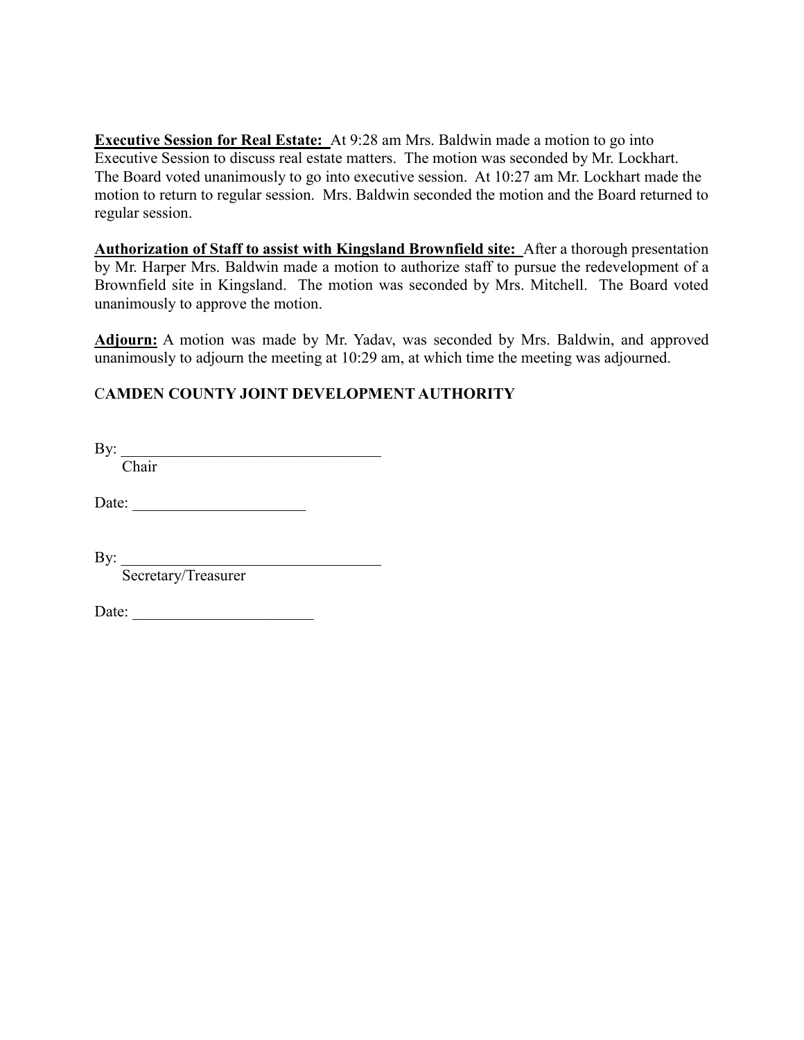**Executive Session for Real Estate:** At 9:28 am Mrs. Baldwin made a motion to go into Executive Session to discuss real estate matters. The motion was seconded by Mr. Lockhart. The Board voted unanimously to go into executive session. At 10:27 am Mr. Lockhart made the motion to return to regular session. Mrs. Baldwin seconded the motion and the Board returned to regular session.

**Authorization of Staff to assist with Kingsland Brownfield site:** After a thorough presentation by Mr. Harper Mrs. Baldwin made a motion to authorize staff to pursue the redevelopment of a Brownfield site in Kingsland. The motion was seconded by Mrs. Mitchell. The Board voted unanimously to approve the motion.

**Adjourn:** A motion was made by Mr. Yadav, was seconded by Mrs. Baldwin, and approved unanimously to adjourn the meeting at 10:29 am, at which time the meeting was adjourned.

C**AMDEN COUNTY JOINT DEVELOPMENT AUTHORITY**

By: ___________________________________
Chair

Date: _______________________

By: ___________________________________
Secretary/Treasurer

Date: ________________________